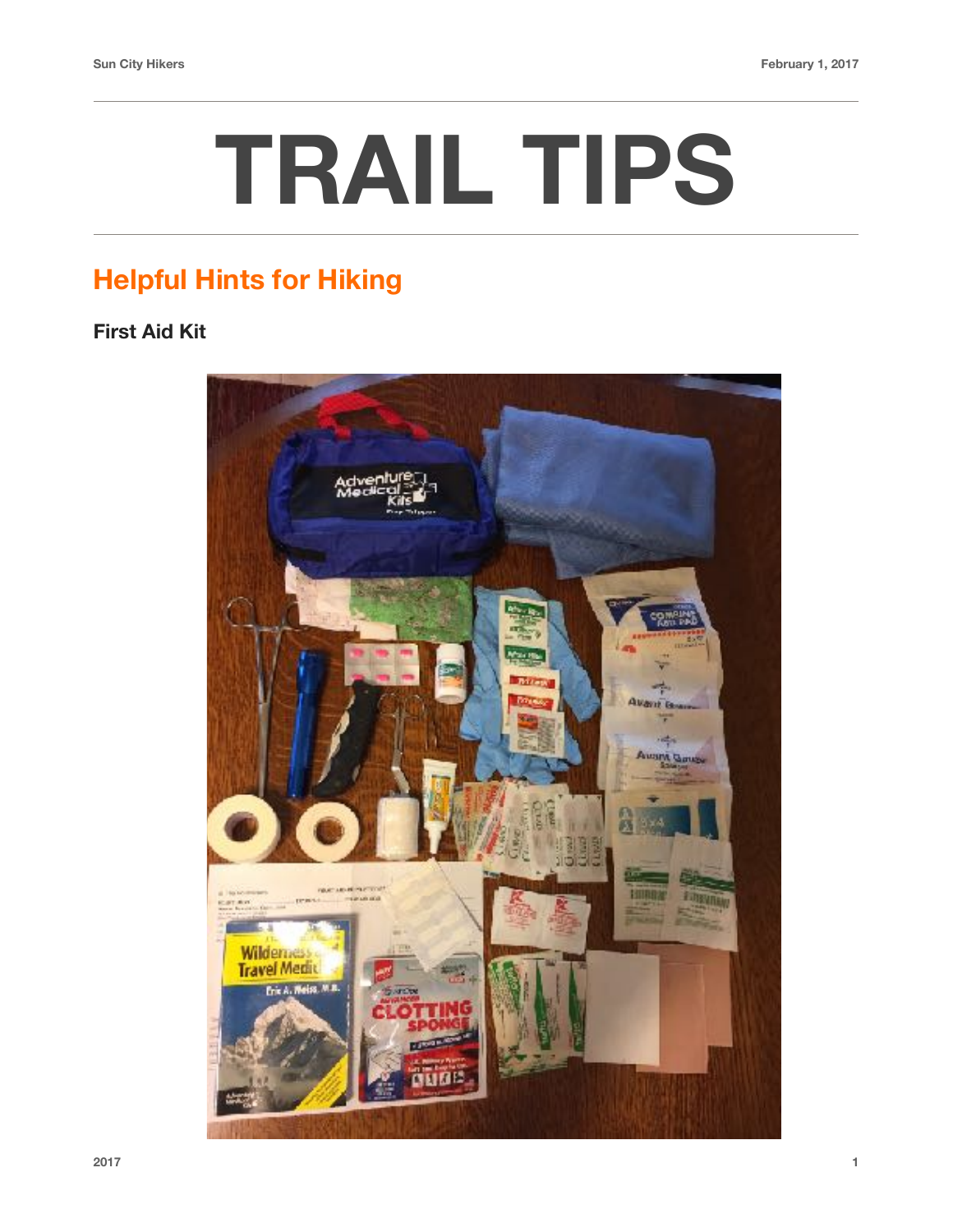# TRAIL TIPS

## Helpful Hints for Hiking

### First Aid Kit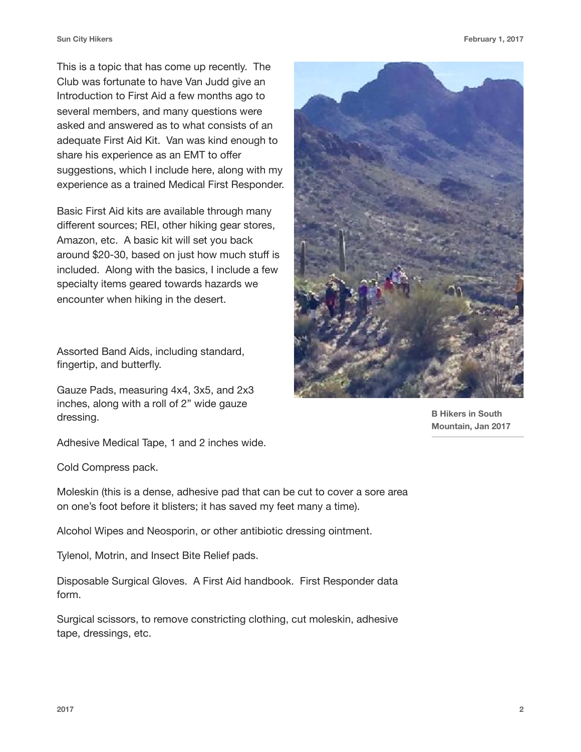This is a topic that has come up recently. The Club was fortunate to have Van Judd give an Introduction to First Aid a few months ago to several members, and many questions were asked and answered as to what consists of an adequate First Aid Kit. Van was kind enough to share his experience as an EMT to offer suggestions, which I include here, along with my experience as a trained Medical First Responder.

Basic First Aid kits are available through many different sources; REI, other hiking gear stores, Amazon, etc. A basic kit will set you back around $20-30, based on just how much stuff is included. Along with the basics, I include a few specialty items geared towards hazards we encounter when hiking in the desert.

B Hikers in South Mountain, Jan 2017

Assorted Band Aids, including standard, fingertip, and butterfly.

Gauze Pads, measuring 4x4, 3x5, and 2x3 inches, along with a roll of 2" wide gauze dressing.

Adhesive Medical Tape, 1 and 2 inches wide.

Cold Compress pack.

Moleskin (this is a dense, adhesive pad that can be cut to cover a sore area on one's foot before it blisters; it has saved my feet many a time).

Alcohol Wipes and Neosporin, or other antibiotic dressing ointment.

Tylenol, Motrin, and Insect Bite Relief pads.

Disposable Surgical Gloves. A First Aid handbook. First Responder data form.

Surgical scissors, to remove constricting clothing, cut moleskin, adhesive tape, dressings, etc.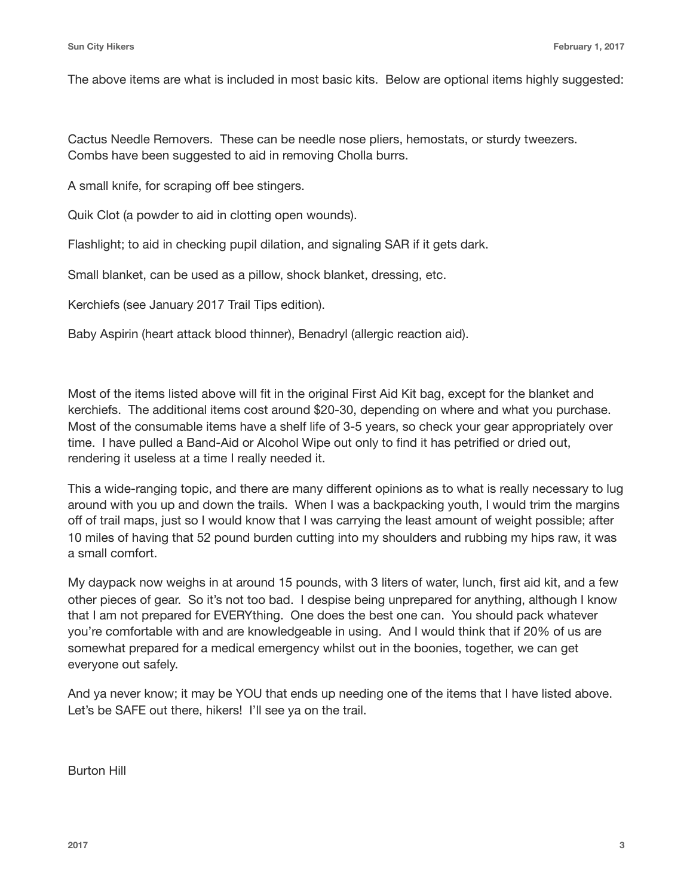The above items are what is included in most basic kits. Below are optional items highly suggested:

Cactus Needle Removers. These can be needle nose pliers, hemostats, or sturdy tweezers. Combs have been suggested to aid in removing Cholla burrs.

A small knife, for scraping off bee stingers.

Quik Clot (a powder to aid in clotting open wounds).

Flashlight; to aid in checking pupil dilation, and signaling SAR if it gets dark.

Small blanket, can be used as a pillow, shock blanket, dressing, etc.

Kerchiefs (see January 2017 Trail Tips edition).

Baby Aspirin (heart attack blood thinner), Benadryl (allergic reaction aid).

Most of the items listed above will fit in the original First Aid Kit bag, except for the blanket and kerchiefs. The additional items cost around $20-30, depending on where and what you purchase. Most of the consumable items have a shelf life of 3-5 years, so check your gear appropriately over time. I have pulled a Band-Aid or Alcohol Wipe out only to find it has petrified or dried out, rendering it useless at a time I really needed it.

This a wide-ranging topic, and there are many different opinions as to what is really necessary to lug around with you up and down the trails. When I was a backpacking youth, I would trim the margins off of trail maps, just so I would know that I was carrying the least amount of weight possible; after 10 miles of having that 52 pound burden cutting into my shoulders and rubbing my hips raw, it was a small comfort.

My daypack now weighs in at around 15 pounds, with 3 liters of water, lunch, first aid kit, and a few other pieces of gear. So it's not too bad. I despise being unprepared for anything, although I know that I am not prepared for EVERYthing. One does the best one can. You should pack whatever you're comfortable with and are knowledgeable in using. And I would think that if 20% of us are somewhat prepared for a medical emergency whilst out in the boonies, together, we can get everyone out safely.

And ya never know; it may be YOU that ends up needing one of the items that I have listed above. Let's be SAFE out there, hikers! I'll see ya on the trail.

Burton Hill